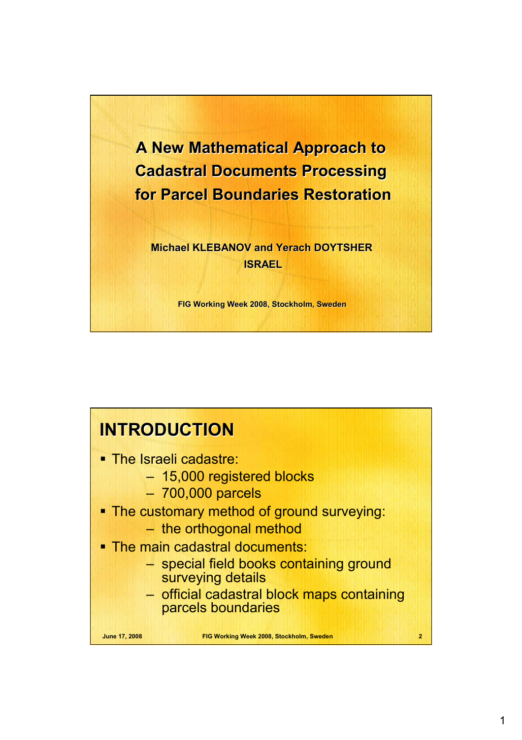# A New Mathematical Approach to Cadastral Documents Processing for Parcel Boundaries Restoration

**Michael KLEBANOV and Yerach DOYTSHER**

**ISRAEL**

**FIG Working Week 2008, Stockholm, Sweden**

## INTRODUCTION

- The Israeli cadastre:
  - 15,000 registered blocks
  - 700,000 parcels
- The customary method of ground surveying:
  - the orthogonal method
- The main cadastral documents:
  - special field books containing ground surveying details
  - official cadastral block maps containing parcels boundaries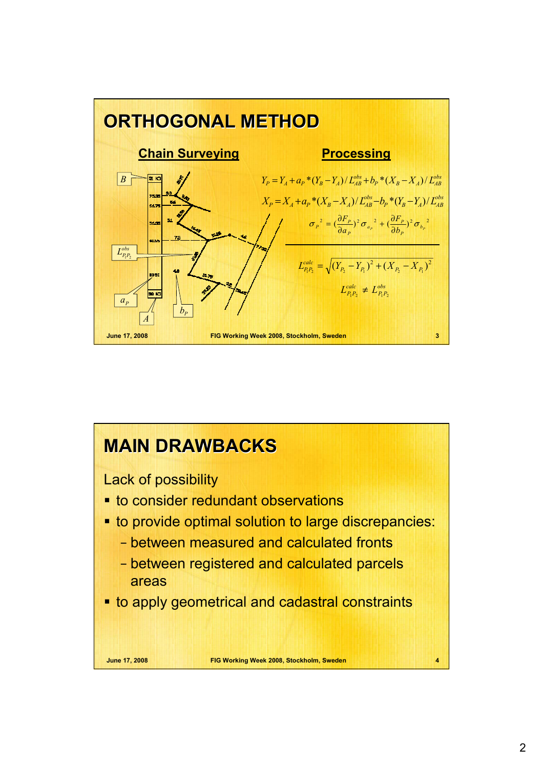# ORTHOGONAL METHOD

## Chain Surveying

## Processing

$$Y_P = Y_A + a_P * (Y_B - Y_A) / L_{AB}^{obs} + b_P * (X_B - X_A) / L_{AB}^{obs}$$

$$X_P = X_A + a_P * (X_B - X_A) / L_{AB}^{obs} - b_P * (Y_B - Y_A) / L_{AB}^{obs}$$

$$\sigma_P^{\ 2} = \left(\frac{\partial F_P}{\partial a_P}\right)^2 \sigma_{a_P}^{\ 2} + \left(\frac{\partial F_P}{\partial b_P}\right)^2 \sigma_{b_P}^{\ 2}$$

$$L_{P_1P_2}^{calc} = \sqrt{(Y_{P_2} - Y_{P_1})^2 + (X_{P_2} - X_{P_1})^2}$$

$$L_{P_1P_2}^{calc} \neq L_{P_1P_2}^{obs}$$

# MAIN DRAWBACKS

Lack of possibility

- to consider redundant observations
- to provide optimal solution to large discrepancies:
  - between measured and calculated fronts
  - between registered and calculated parcels areas
- to apply geometrical and cadastral constraints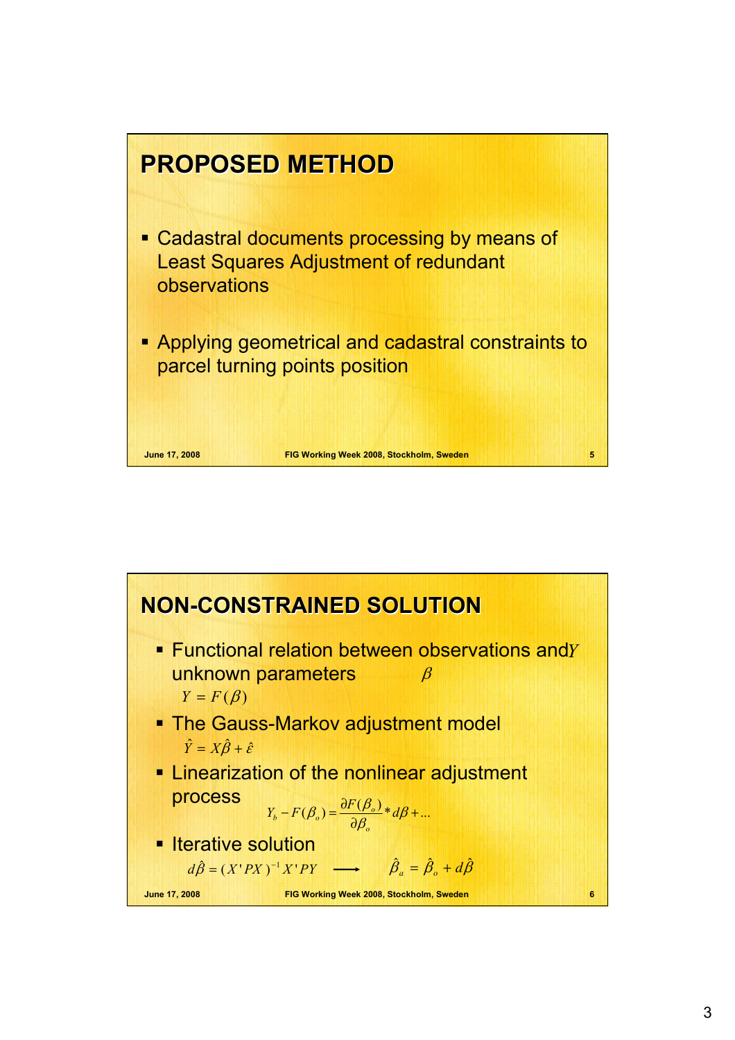## PROPOSED METHOD

- Cadastral documents processing by means of Least Squares Adjustment of redundant observations
- Applying geometrical and cadastral constraints to parcel turning points position

## NON-CONSTRAINED SOLUTION

- Functional relation between observations and $Y$ unknown parameters $\beta$

  $Y = F(\beta)$

- The Gauss-Markov adjustment model

  $\hat{Y} = X\hat{\beta} + \hat{\varepsilon}$

- Linearization of the nonlinear adjustment process

  $$Y_b - F(\beta_o) = \frac{\partial F(\beta_o)}{\partial \beta_o} * d\beta + ...$$

- Iterative solution

  $$d\hat{\beta} = (X'PX)^{-1} X'PY \longrightarrow \hat{\beta}_a = \hat{\beta}_o + d\hat{\beta}$$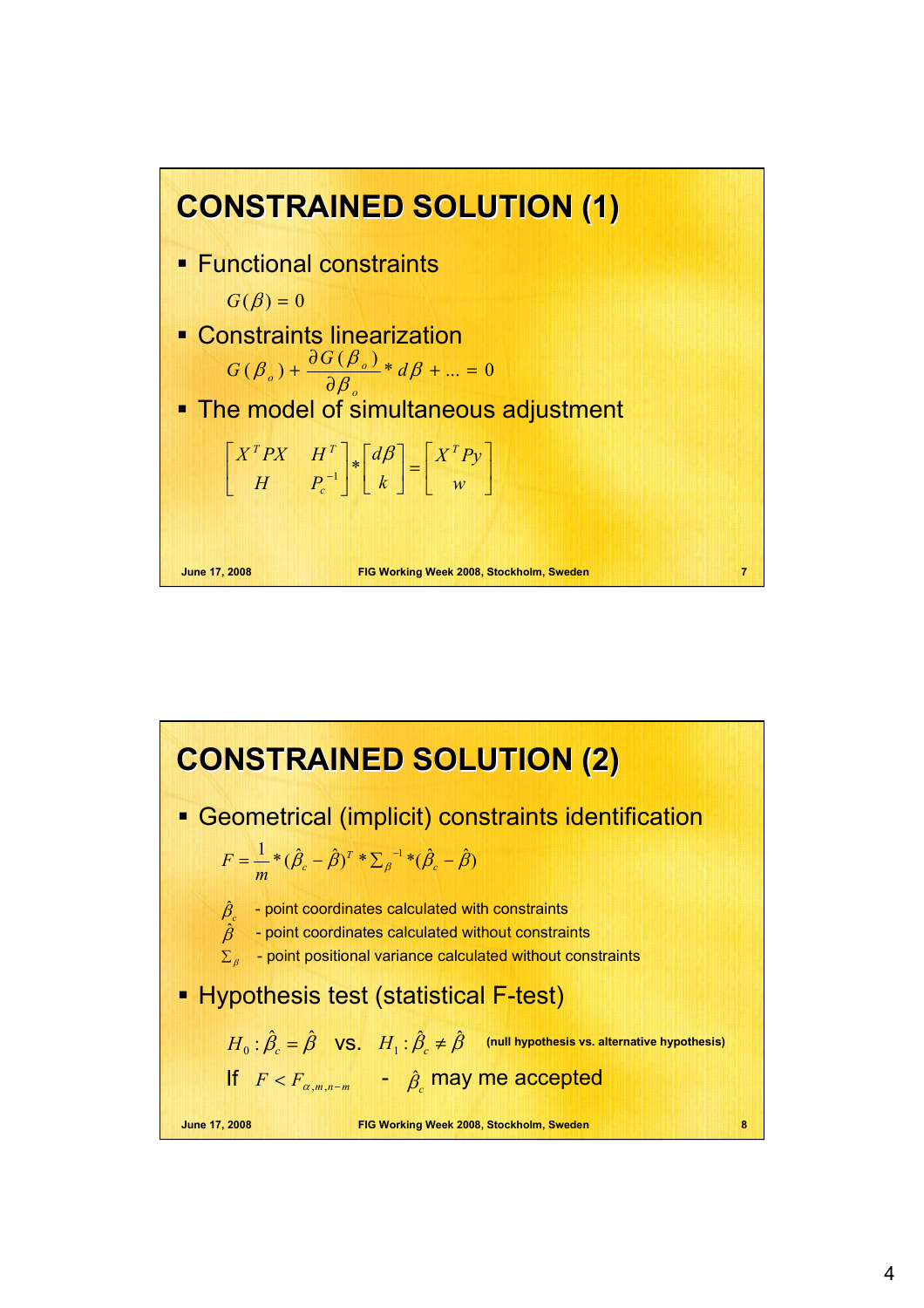# CONSTRAINED SOLUTION (1)

- Functional constraints

$$G(\beta) = 0$$

- Constraints linearization

$$G(\beta_o) + \frac{\partial G(\beta_o)}{\partial \beta_o} * d\beta + ... = 0$$

- The model of simultaneous adjustment

$$\begin{bmatrix} X^T P X & H^T \\ H & P_c^{-1} \end{bmatrix} * \begin{bmatrix} d\beta \\ k \end{bmatrix} = \begin{bmatrix} X^T P y \\ w \end{bmatrix}$$

# CONSTRAINED SOLUTION (2)

- Geometrical (implicit) constraints identification

$$F = \frac{1}{m} * (\hat{\beta}_c - \hat{\beta})^T * \Sigma_\beta^{-1} * (\hat{\beta}_c - \hat{\beta})$$

$\hat{\beta}_c$ - point coordinates calculated with constraints

$\hat{\beta}$ - point coordinates calculated without constraints

$\Sigma_\beta$ - point positional variance calculated without constraints

- Hypothesis test (statistical F-test)

$H_0 : \hat{\beta}_c = \hat{\beta}$ vs. $H_1 : \hat{\beta}_c \neq \hat{\beta}$ **(null hypothesis vs. alternative hypothesis)**

If $F < F_{\alpha, m, n-m}$ - $\hat{\beta}_c$ may me accepted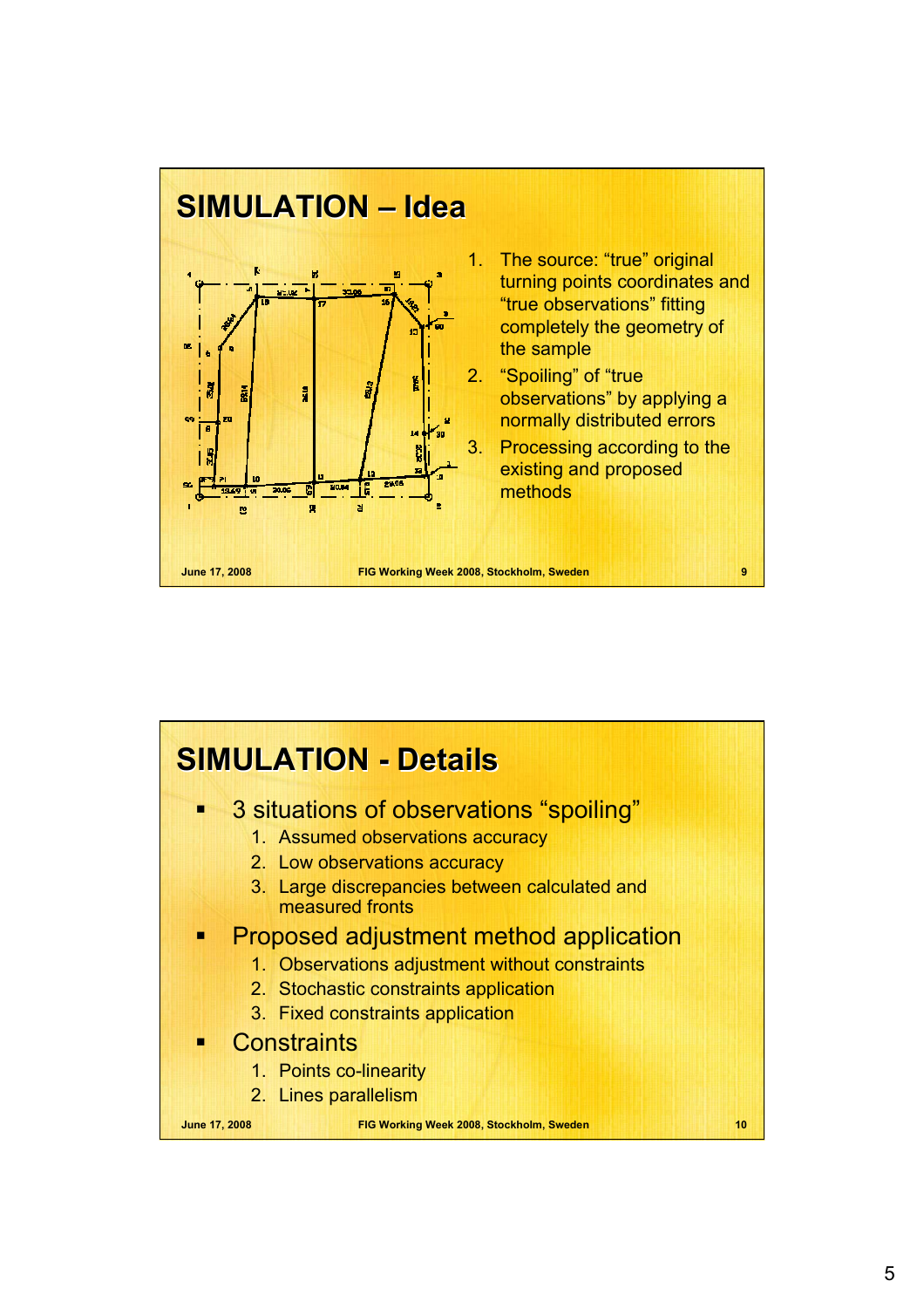## SIMULATION – Idea

1. The source: "true" original turning points coordinates and "true observations" fitting completely the geometry of the sample
2. "Spoiling" of "true observations" by applying a normally distributed errors
3. Processing according to the existing and proposed methods

## SIMULATION - Details

- 3 situations of observations "spoiling"
  1. Assumed observations accuracy
  2. Low observations accuracy
  3. Large discrepancies between calculated and measured fronts
- Proposed adjustment method application
  1. Observations adjustment without constraints
  2. Stochastic constraints application
  3. Fixed constraints application
- Constraints
  1. Points co-linearity
  2. Lines parallelism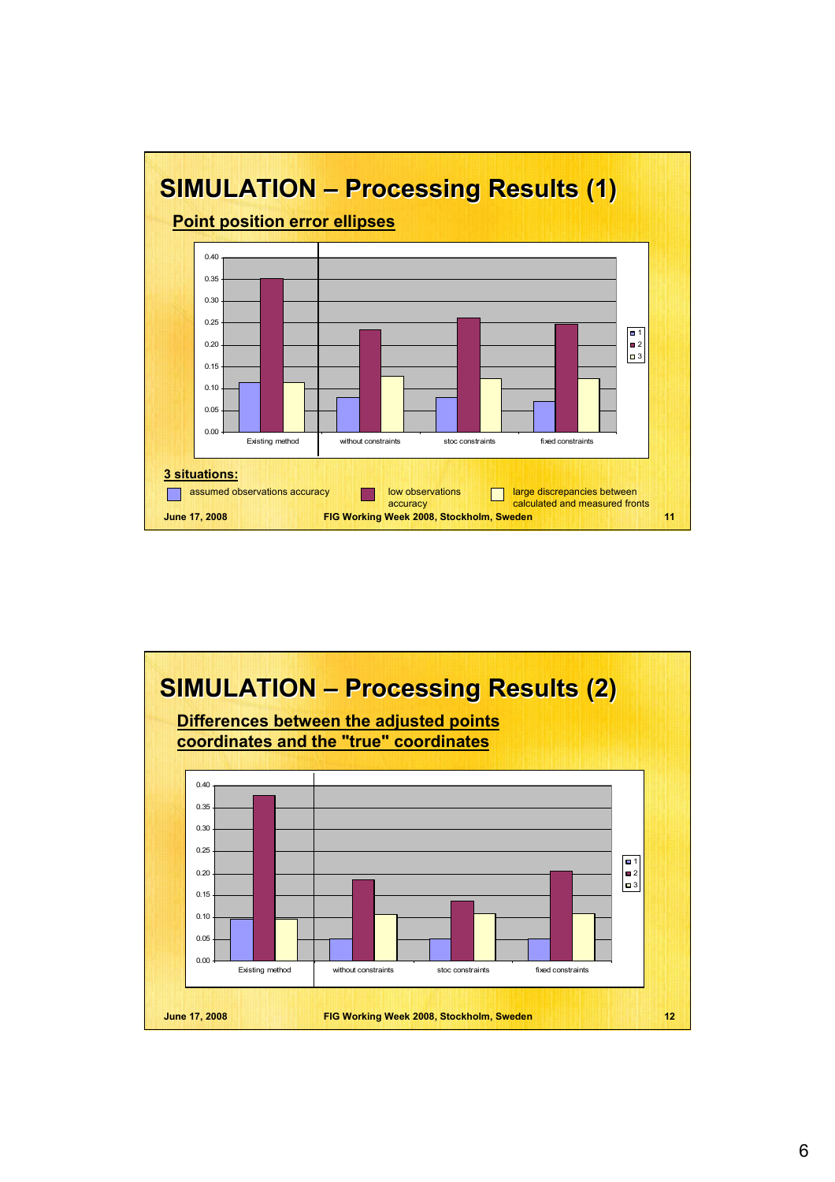# SIMULATION – Processing Results (1)

## Point position error ellipses

| | 1 | 2 | 3 |
|---|---|---|---|
| Existing method | 0.11 | 0.35 | 0.11 |
| without constraints | 0.08 | 0.23 | 0.13 |
| stoc constraints | 0.08 | 0.26 | 0.12 |
| fixed constraints | 0.07 | 0.25 | 0.12 |

**3 situations:**

- assumed observations accuracy
- low observations accuracy
- large discrepancies between calculated and measured fronts

# SIMULATION – Processing Results (2)

## Differences between the adjusted points coordinates and the "true" coordinates

| | 1 | 2 | 3 |
|---|---|---|---|
| Existing method | 0.10 | 0.38 | 0.10 |
| without constraints | 0.05 | 0.19 | 0.11 |
| stoc constraints | 0.05 | 0.14 | 0.11 |
| fixed constraints | 0.05 | 0.21 | 0.11 |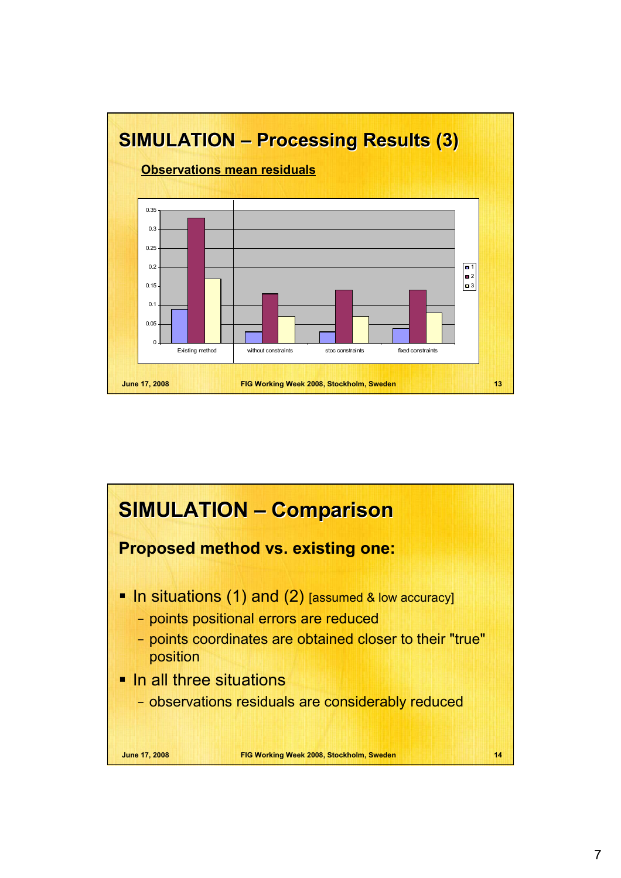## SIMULATION – Processing Results (3)

**Observations mean residuals**

| | 1 | 2 | 3 |
|---|---|---|---|
| Existing method | 0.09 | 0.33 | 0.17 |
| without constraints | 0.03 | 0.13 | 0.07 |
| stoc constraints | 0.03 | 0.14 | 0.07 |
| fixed constraints | 0.04 | 0.14 | 0.08 |

## SIMULATION – Comparison

**Proposed method vs. existing one:**

- In situations (1) and (2) [assumed & low accuracy]
  - points positional errors are reduced
  - points coordinates are obtained closer to their "true" position
- In all three situations
  - observations residuals are considerably reduced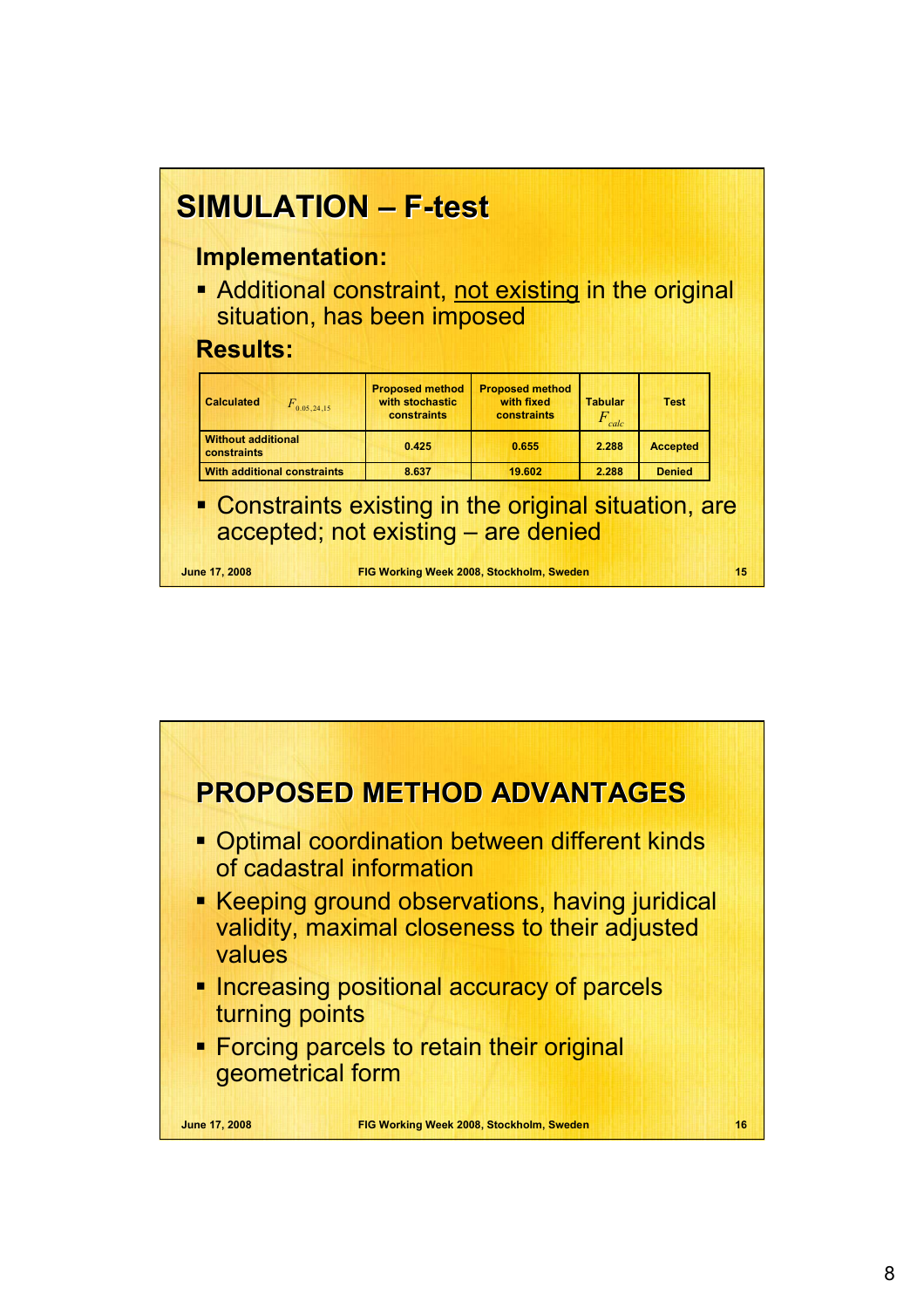## SIMULATION – F-test

### Implementation:

- Additional constraint, not existing in the original situation, has been imposed

### Results:

| Calculated $F_{0.05,24,15}$ | Proposed method with stochastic constraints | Proposed method with fixed constraints | Tabular $F_{calc}$ | Test |
|---|---|---|---|---|
| Without additional constraints | 0.425 | 0.655 | 2.288 | Accepted |
| With additional constraints | 8.637 | 19.602 | 2.288 | Denied |

- Constraints existing in the original situation, are accepted; not existing – are denied

## PROPOSED METHOD ADVANTAGES

- Optimal coordination between different kinds of cadastral information
- Keeping ground observations, having juridical validity, maximal closeness to their adjusted values
- Increasing positional accuracy of parcels turning points
- Forcing parcels to retain their original geometrical form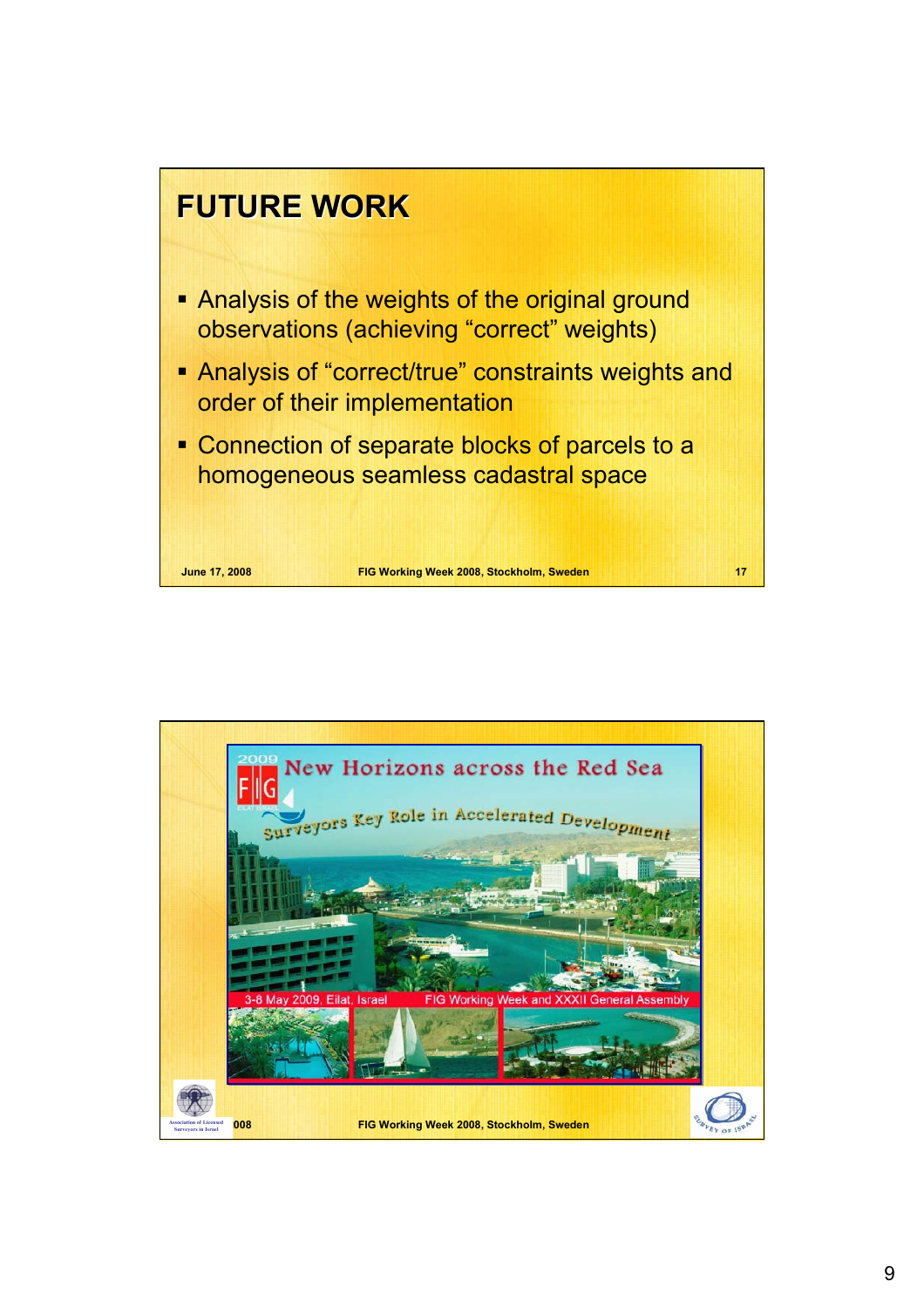## FUTURE WORK

- Analysis of the weights of the original ground observations (achieving "correct" weights)
- Analysis of "correct/true" constraints weights and order of their implementation
- Connection of separate blocks of parcels to a homogeneous seamless cadastral space

2009 FIG

New Horizons across the Red Sea

Surveyors Key Role in Accelerated Development

3-8 May 2009, Eilat, Israel FIG Working Week and XXXII General Assembly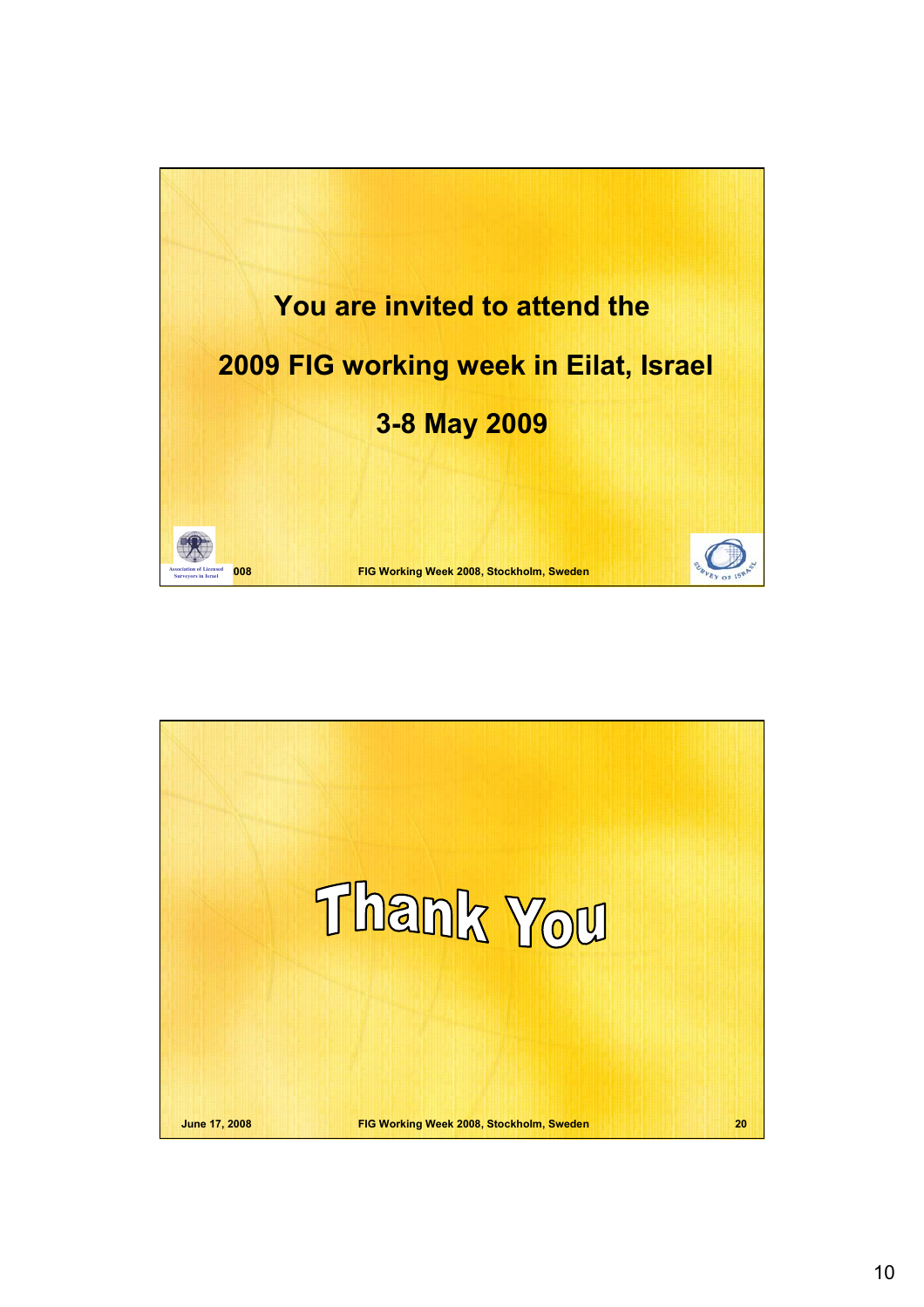You are invited to attend the

2009 FIG working week in Eilat, Israel

3-8 May 2009

Thank You